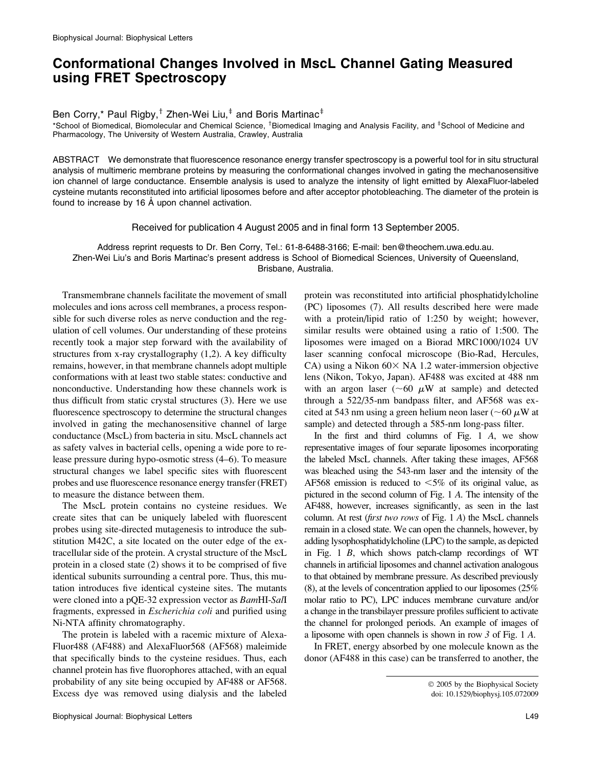# Conformational Changes Involved in MscL Channel Gating Measured using FRET Spectroscopy

Ben Corry,* Paul Rigby,[†] Zhen-Wei Liu,[‡] and Boris Martinac[‡]

*School of Biomedical, Biomolecular and Chemical Science, [†]Biomedical Imaging and Analysis Facility, and [‡]School of Medicine and Pharmacology, The University of Western Australia, Crawley, Australia

ABSTRACT We demonstrate that fluorescence resonance energy transfer spectroscopy is a powerful tool for in situ structural analysis of multimeric membrane proteins by measuring the conformational changes involved in gating the mechanosensitive ion channel of large conductance. Ensemble analysis is used to analyze the intensity of light emitted by AlexaFluor-labeled cysteine mutants reconstituted into artificial liposomes before and after acceptor photobleaching. The diameter of the protein is found to increase by 16 Å upon channel activation.

Received for publication 4 August 2005 and in final form 13 September 2005.

Address reprint requests to Dr. Ben Corry, Tel.: 61-8-6488-3166; E-mail: ben@theochem.uwa.edu.au.
Zhen-Wei Liu's and Boris Martinac's present address is School of Biomedical Sciences, University of Queensland, Brisbane, Australia.

Transmembrane channels facilitate the movement of small molecules and ions across cell membranes, a process responsible for such diverse roles as nerve conduction and the regulation of cell volumes. Our understanding of these proteins recently took a major step forward with the availability of structures from x-ray crystallography (1,2). A key difficulty remains, however, in that membrane channels adopt multiple conformations with at least two stable states: conductive and nonconductive. Understanding how these channels work is thus difficult from static crystal structures (3). Here we use fluorescence spectroscopy to determine the structural changes involved in gating the mechanosensitive channel of large conductance (MscL) from bacteria in situ. MscL channels act as safety valves in bacterial cells, opening a wide pore to release pressure during hypo-osmotic stress (4–6). To measure structural changes we label specific sites with fluorescent probes and use fluorescence resonance energy transfer (FRET) to measure the distance between them.

The MscL protein contains no cysteine residues. We create sites that can be uniquely labeled with fluorescent probes using site-directed mutagenesis to introduce the substitution M42C, a site located on the outer edge of the extracellular side of the protein. A crystal structure of the MscL protein in a closed state (2) shows it to be comprised of five identical subunits surrounding a central pore. Thus, this mutation introduces five identical cysteine sites. The mutants were cloned into a pQE-32 expression vector as *Bam*HI-*Sal*I fragments, expressed in *Escherichia coli* and purified using Ni-NTA affinity chromatography.

The protein is labeled with a racemic mixture of AlexaFluor488 (AF488) and AlexaFluor568 (AF568) maleimide that specifically binds to the cysteine residues. Thus, each channel protein has five fluorophores attached, with an equal probability of any site being occupied by AF488 or AF568. Excess dye was removed using dialysis and the labeled protein was reconstituted into artificial phosphatidylcholine (PC) liposomes (7). All results described here were made with a protein/lipid ratio of 1:250 by weight; however, similar results were obtained using a ratio of 1:500. The liposomes were imaged on a Biorad MRC1000/1024 UV laser scanning confocal microscope (Bio-Rad, Hercules, CA) using a Nikon 60× NA 1.2 water-immersion objective lens (Nikon, Tokyo, Japan). AF488 was excited at 488 nm with an argon laser (~60 μW at sample) and detected through a 522/35-nm bandpass filter, and AF568 was excited at 543 nm using a green helium neon laser (~60 μW at sample) and detected through a 585-nm long-pass filter.

In the first and third columns of Fig. 1 *A*, we show representative images of four separate liposomes incorporating the labeled MscL channels. After taking these images, AF568 was bleached using the 543-nm laser and the intensity of the AF568 emission is reduced to <5% of its original value, as pictured in the second column of Fig. 1 *A*. The intensity of the AF488, however, increases significantly, as seen in the last column. At rest (*first two rows* of Fig. 1 *A*) the MscL channels remain in a closed state. We can open the channels, however, by adding lysophosphatidylcholine (LPC) to the sample, as depicted in Fig. 1 *B*, which shows patch-clamp recordings of WT channels in artificial liposomes and channel activation analogous to that obtained by membrane pressure. As described previously (8), at the levels of concentration applied to our liposomes (25% molar ratio to PC), LPC induces membrane curvature and/or a change in the transbilayer pressure profiles sufficient to activate the channel for prolonged periods. An example of images of a liposome with open channels is shown in row *3* of Fig. 1 *A*.

In FRET, energy absorbed by one molecule known as the donor (AF488 in this case) can be transferred to another, the

© 2005 by the Biophysical Society
doi: 10.1529/biophysj.105.072009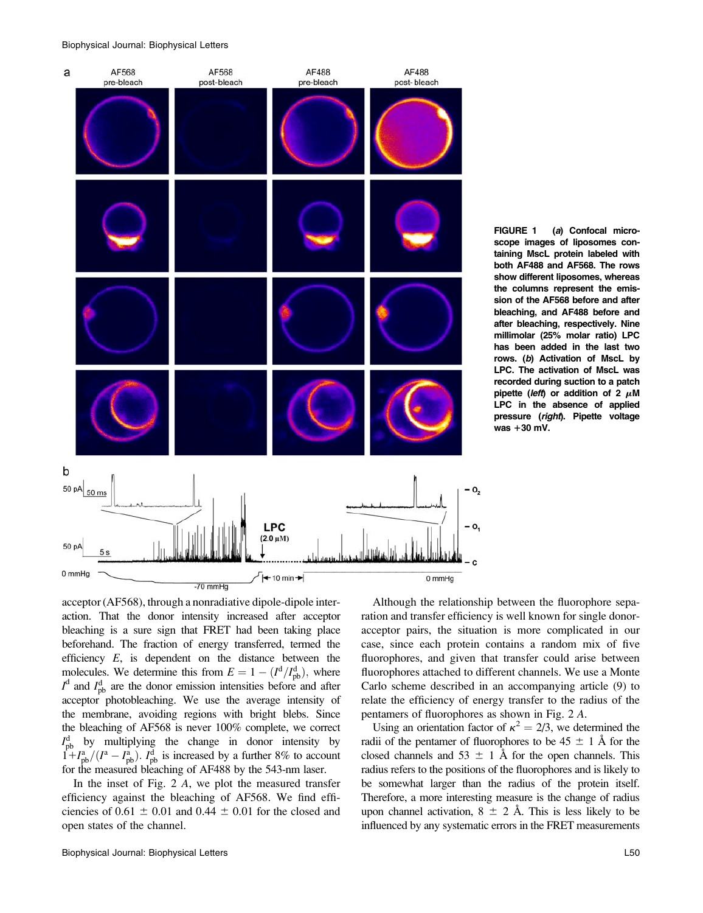FIGURE 1 (*a*) Confocal microscope images of liposomes containing MscL protein labeled with both AF488 and AF568. The rows show different liposomes, whereas the columns represent the emission of the AF568 before and after bleaching, and AF488 before and after bleaching, respectively. Nine millimolar (25% molar ratio) LPC has been added in the last two rows. (*b*) Activation of MscL by LPC. The activation of MscL was recorded during suction to a patch pipette (*left*) or addition of 2 $\mu$M LPC in the absence of applied pressure (*right*). Pipette voltage was +30 mV.

acceptor (AF568), through a nonradiative dipole-dipole interaction. That the donor intensity increased after acceptor bleaching is a sure sign that FRET had been taking place beforehand. The fraction of energy transferred, termed the efficiency $E$, is dependent on the distance between the molecules. We determine this from $E = 1 - (I^{d}/I^{d}_{pb})$, where $I^{d}$ and $I^{d}_{pb}$ are the donor emission intensities before and after acceptor photobleaching. We use the average intensity of the membrane, avoiding regions with bright blebs. Since the bleaching of AF568 is never 100% complete, we correct $I^{d}_{pb}$ by multiplying the change in donor intensity by $1+I^{a}_{pb}/(I^{a} - I^{a}_{pb})$. $I^{d}_{pb}$ is increased by a further 8% to account for the measured bleaching of AF488 by the 543-nm laser.

In the inset of Fig. 2 *A*, we plot the measured transfer efficiency against the bleaching of AF568. We find efficiencies of $0.61 \pm 0.01$ and $0.44 \pm 0.01$ for the closed and open states of the channel.

Although the relationship between the fluorophore separation and transfer efficiency is well known for single donor-acceptor pairs, the situation is more complicated in our case, since each protein contains a random mix of five fluorophores, and given that transfer could arise between fluorophores attached to different channels. We use a Monte Carlo scheme described in an accompanying article (9) to relate the efficiency of energy transfer to the radius of the pentamers of fluorophores as shown in Fig. 2 *A*.

Using an orientation factor of $\kappa^2 = 2/3$, we determined the radii of the pentamer of fluorophores to be $45 \pm 1$ Å for the closed channels and $53 \pm 1$ Å for the open channels. This radius refers to the positions of the fluorophores and is likely to be somewhat larger than the radius of the protein itself. Therefore, a more interesting measure is the change of radius upon channel activation, $8 \pm 2$ Å. This is less likely to be influenced by any systematic errors in the FRET measurements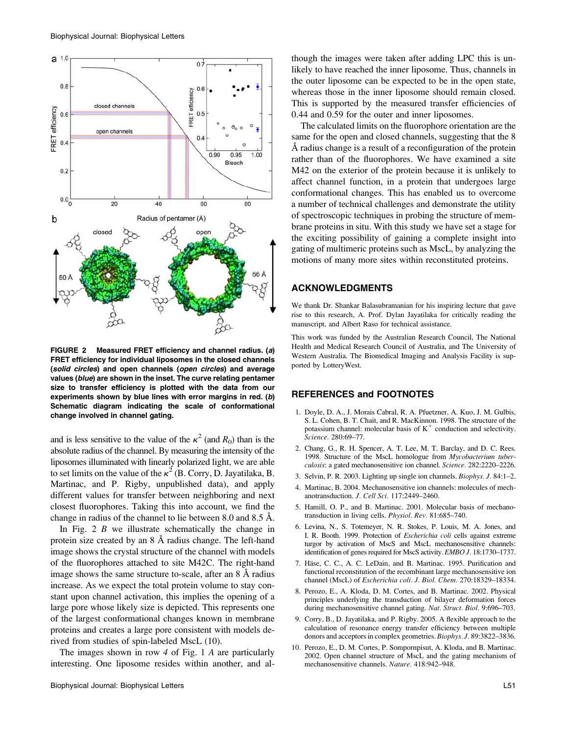a

1.0

0.8

0.6

0.4

0.2

0.0

0

20

40

60

80

FRET efficiency

Radius of pentamer (Å)

closed channels

open channels

0.7

0.6

0.5

0.4

0.90

0.95

1.00

FRET efficiency

Bleach

b

closed

open

50 Å

66 Å

**FIGURE 2 Measured FRET efficiency and channel radius. (*a*) FRET efficiency for individual liposomes in the closed channels (*solid circles*) and open channels (*open circles*) and average values (*blue*) are shown in the inset. The curve relating pentamer size to transfer efficiency is plotted with the data from our experiments shown by blue lines with error margins in red. (*b*) Schematic diagram indicating the scale of conformational change involved in channel gating.**

and is less sensitive to the value of the $\kappa^2$ (and $R_0$) than is the absolute radius of the channel. By measuring the intensity of the liposomes illuminated with linearly polarized light, we are able to set limits on the value of the $\kappa^2$ (B. Corry, D. Jayatilaka, B. Martinac, and P. Rigby, unpublished data), and apply different values for transfer between neighboring and next closest fluorophores. Taking this into account, we find the change in radius of the channel to lie between 8.0 and 8.5 Å.

In Fig. 2 *B* we illustrate schematically the change in protein size created by an 8 Å radius change. The left-hand image shows the crystal structure of the channel with models of the fluorophores attached to site M42C. The right-hand image shows the same structure to-scale, after an 8 Å radius increase. As we expect the total protein volume to stay constant upon channel activation, this implies the opening of a large pore whose likely size is depicted. This represents one of the largest conformational changes known in membrane proteins and creates a large pore consistent with models derived from studies of spin-labeled MscL (10).

The images shown in row *4* of Fig. 1 *A* are particularly interesting. One liposome resides within another, and although the images were taken after adding LPC this is unlikely to have reached the inner liposome. Thus, channels in the outer liposome can be expected to be in the open state, whereas those in the inner liposome should remain closed. This is supported by the measured transfer efficiencies of 0.44 and 0.59 for the outer and inner liposomes.

The calculated limits on the fluorophore orientation are the same for the open and closed channels, suggesting that the 8 Å radius change is a result of a reconfiguration of the protein rather than of the fluorophores. We have examined a site M42 on the exterior of the protein because it is unlikely to affect channel function, in a protein that undergoes large conformational changes. This has enabled us to overcome a number of technical challenges and demonstrate the utility of spectroscopic techniques in probing the structure of membrane proteins in situ. With this study we have set a stage for the exciting possibility of gaining a complete insight into gating of multimeric proteins such as MscL, by analyzing the motions of many more sites within reconstituted proteins.

## ACKNOWLEDGMENTS

We thank Dr. Shankar Balasubramanian for his inspiring lecture that gave rise to this research, A. Prof. Dylan Jayatilaka for critically reading the manuscript, and Albert Raso for technical assistance.

This work was funded by the Australian Research Council, The National Health and Medical Research Council of Australia, and The University of Western Australia. The Biomedical Imaging and Analysis Facility is supported by LotteryWest.

## REFERENCES and FOOTNOTES

1. Doyle, D. A., J. Morais Cabral, R. A. Pfuetzner, A. Kuo, J. M. Gulbis, S. L. Cohen, B. T. Chait, and R. MacKinnon. 1998. The structure of the potassium channel: molecular basis of $K^+$ conduction and selectivity. *Science.* 280:69–77.
2. Chang, G., R. H. Spencer, A. T. Lee, M. T. Barclay, and D. C. Rees. 1998. Structure of the MscL homologue from *Mycobacterium tuberculosis*: a gated mechanosensitive ion channel. *Science.* 282:2220–2226.
3. Selvin, P. R. 2003. Lighting up single ion channels. *Biophys. J.* 84:1–2.
4. Martinac, B. 2004. Mechanosensitive ion channels: molecules of mechanotransduction. *J. Cell Sci.* 117:2449–2460.
5. Hamill, O. P., and B. Martinac. 2001. Molecular basis of mechanotransduction in living cells. *Physiol. Rev.* 81:685–740.
6. Levina, N., S. Totemeyer, N. R. Stokes, P. Louis, M. A. Jones, and I. R. Booth. 1999. Protection of *Escherichia coli* cells against extreme turgor by activation of MscS and MscL mechanosensitive channels: identification of genes required for MscS activity. *EMBO J.* 18:1730–1737.
7. Häse, C. C., A. C. LeDain, and B. Martinac. 1995. Purification and functional reconstitution of the recombinant large mechanosensitive ion channel (MscL) of *Escherichia coli*. *J. Biol. Chem.* 270:18329–18334.
8. Perozo, E., A. Kloda, D. M. Cortes, and B. Martinac. 2002. Physical principles underlying the transduction of bilayer deformation forces during mechanosensitive channel gating. *Nat. Struct. Biol.* 9:696–703.
9. Corry, B., D. Jayatilaka, and P. Rigby. 2005. A flexible approach to the calculation of resonance energy transfer efficiency between multiple donors and acceptors in complex geometries. *Biophys. J.* 89:3822–3836.
10. Perozo, E., D. M. Cortes, P. Sompornpisut, A. Kloda, and B. Martinac. 2002. Open channel structure of MscL and the gating mechanism of mechanosensitive channels. *Nature.* 418:942–948.